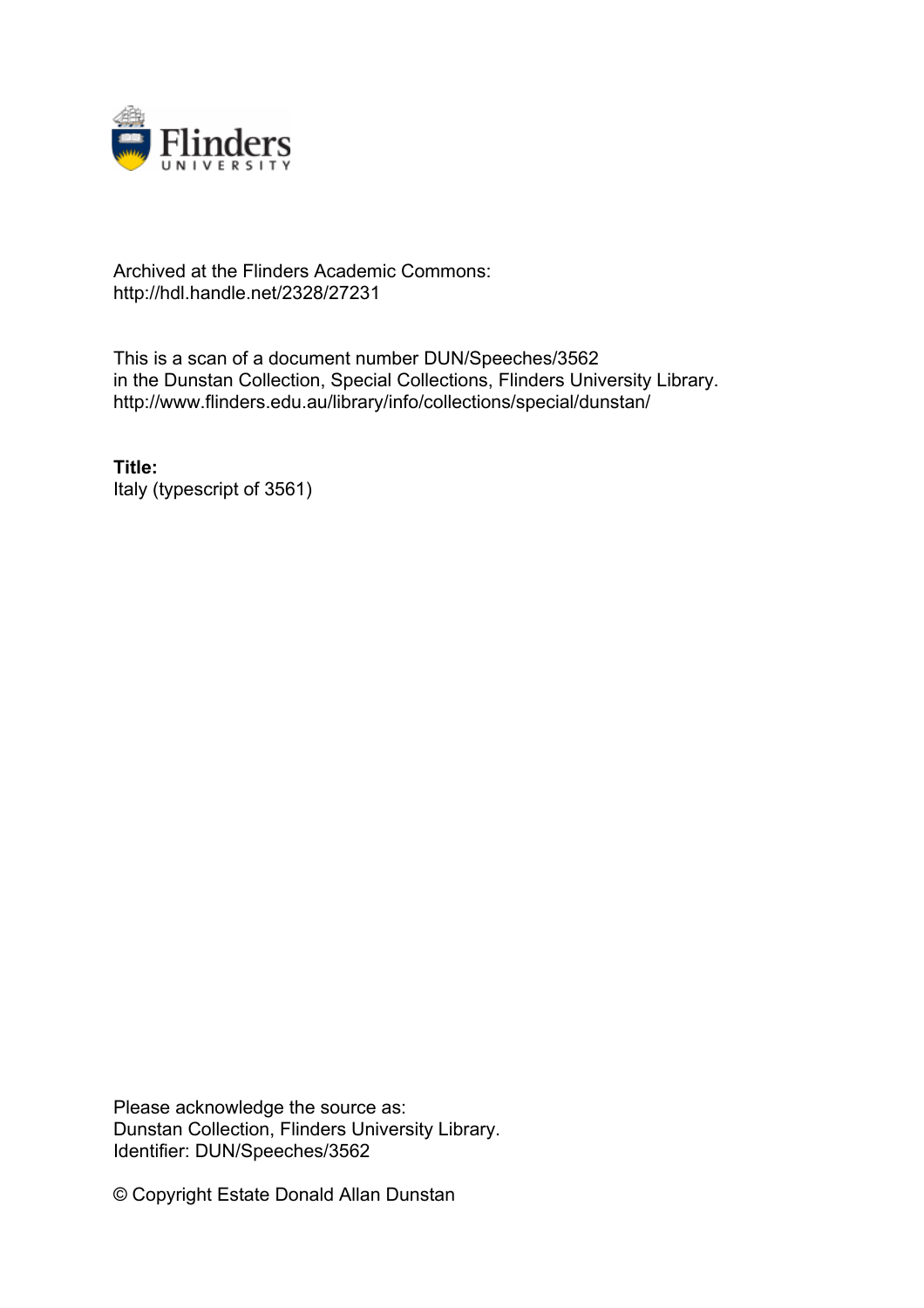Archived at the Flinders Academic Commons:
http://hdl.handle.net/2328/27231

This is a scan of a document number DUN/Speeches/3562
in the Dunstan Collection, Special Collections, Flinders University Library.
http://www.flinders.edu.au/library/info/collections/special/dunstan/

**Title:**
Italy (typescript of 3561)

Please acknowledge the source as:
Dunstan Collection, Flinders University Library.
Identifier: DUN/Speeches/3562

© Copyright Estate Donald Allan Dunstan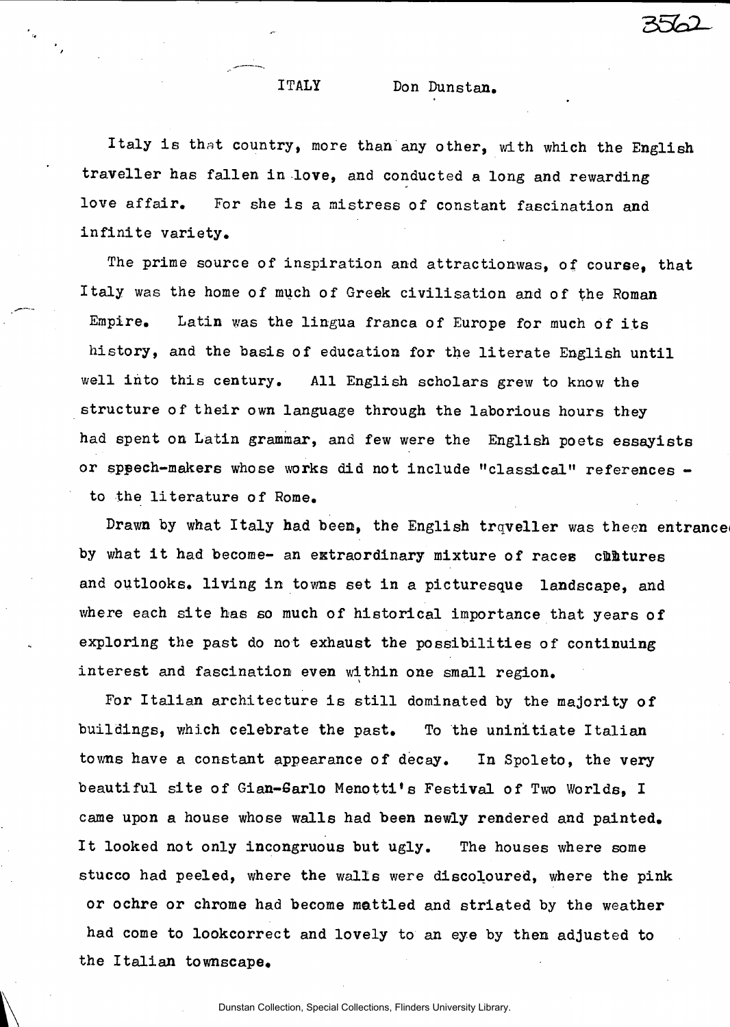ITALY Don Dunstan.

Italy is that country, more than any other, with which the English traveller has fallen in love, and conducted a long and rewarding love affair. For she is a mistress of constant fascination and infinite variety.

The prime source of inspiration and attractionwas, of course, that Italy was the home of much of Greek civilisation and of the Roman Empire. Latin was the lingua franca of Europe for much of its history, and the basis of education for the literate English until well into this century. All English scholars grew to know the structure of their own language through the laborious hours they had spent on Latin grammar, and few were the English poets essayists or speech-makers whose works did not include "classical" references - to the literature of Rome.

Drawn by what Italy had been, the English trqveller was theen entranced by what it had become- an extraordinary mixture of races cultures and outlooks. living in towns set in a picturesque landscape, and where each site has so much of historical importance that years of exploring the past do not exhaust the possibilities of continuing interest and fascination even within one small region.

For Italian architecture is still dominated by the majority of buildings, which celebrate the past. To the uninitiate Italian towns have a constant appearance of decay. In Spoleto, the very beautiful site of Gian-Garlo Menotti's Festival of Two Worlds, I came upon a house whose walls had been newly rendered and painted. It looked not only incongruous but ugly. The houses where some stucco had peeled, where the walls were discoloured, where the pink or ochre or chrome had become mottled and striated by the weather had come to lookcorrect and lovely to an eye by then adjusted to the Italian townscape.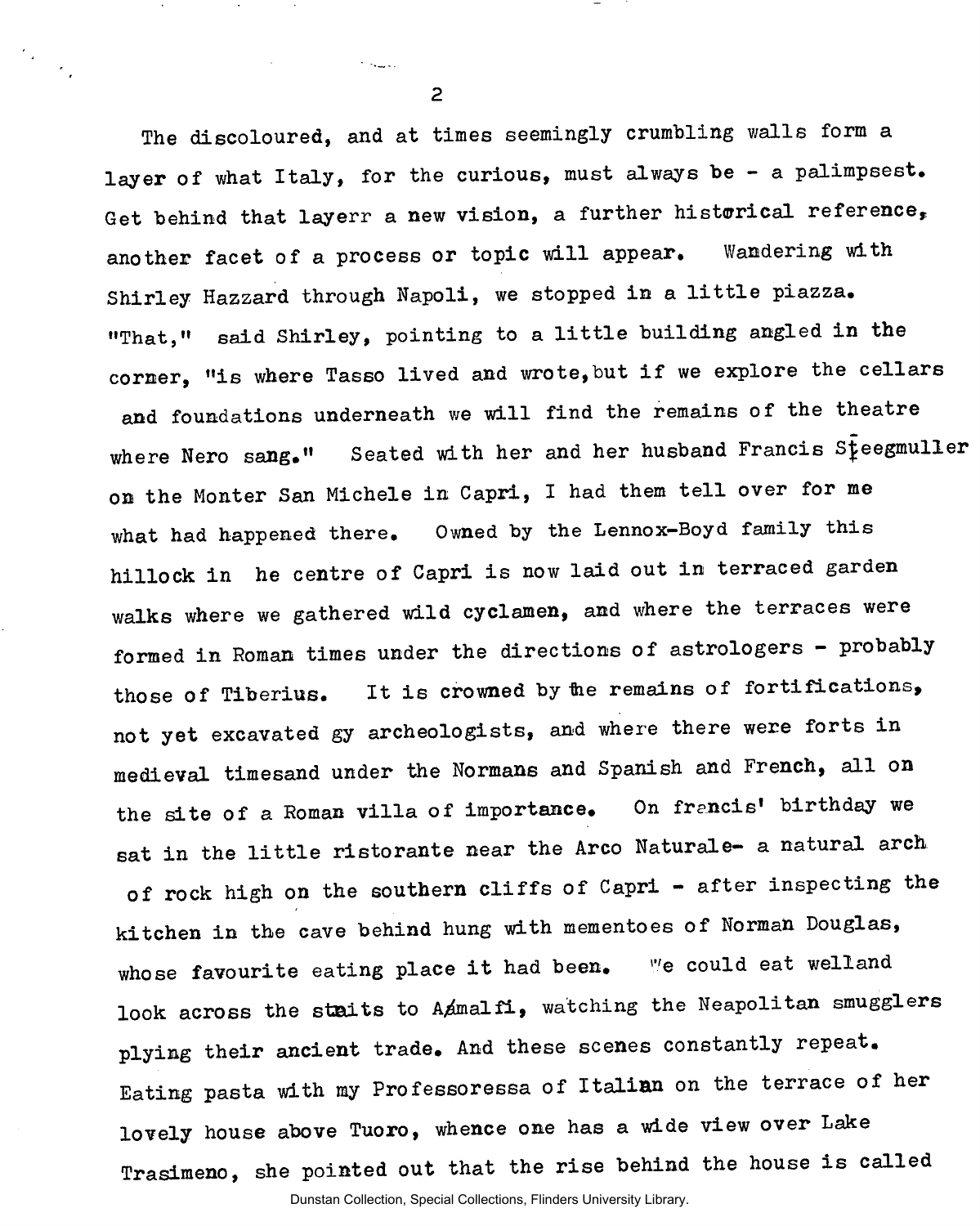The discoloured, and at times seemingly crumbling walls form a layer of what Italy, for the curious, must always be - a palimpsest. Get behind that layerr a new vision, a further historical reference, another facet of a process or topic will appear. Wandering with Shirley Hazzard through Napoli, we stopped in a little piazza. "That," said Shirley, pointing to a little building angled in the corner, "is where Tasso lived and wrote, but if we explore the cellars and foundations underneath we will find the remains of the theatre where Nero sang." Seated with her and her husband Francis Steegmuller on the Monter San Michele in Capri, I had them tell over for me what had happened there. Owned by the Lennox-Boyd family this hillock in he centre of Capri is now laid out in terraced garden walks where we gathered wild cyclamen, and where the terraces were formed in Roman times under the directions of astrologers - probably those of Tiberius. It is crowned by the remains of fortifications, not yet excavated gy archeologists, and where there were forts in medieval timesand under the Normans and Spanish and French, all on the site of a Roman villa of importance. On francis' birthday we sat in the little ristorante near the Arco Naturale- a natural arch of rock high on the southern cliffs of Capri - after inspecting the kitchen in the cave behind hung with mementoes of Norman Douglas, whose favourite eating place it had been. We could eat welland look across the straits to Amalfi, watching the Neapolitan smugglers plying their ancient trade. And these scenes constantly repeat. Eating pasta with my Professoressa of Italian on the terrace of her lovely house above Tuoro, whence one has a wide view over Lake Trasimeno, she pointed out that the rise behind the house is called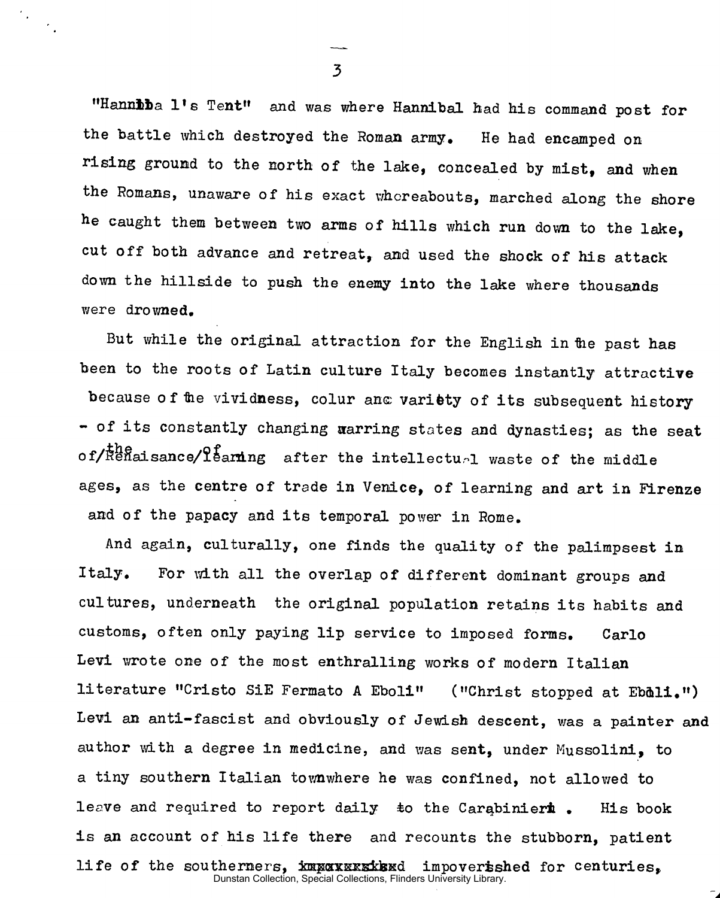"Hannibal's Tent" and was where Hannibal had his command post for the battle which destroyed the Roman army. He had encamped on rising ground to the north of the lake, concealed by mist, and when the Romans, unaware of his exact whereabouts, marched along the shore he caught them between two arms of hills which run down to the lake, cut off both advance and retreat, and used the shock of his attack down the hillside to push the enemy into the lake where thousands were drowned.

But while the original attraction for the English in the past has been to the roots of Latin culture Italy becomes instantly attractive because of the vividness, colur and variety of its subsequent history - of its constantly changing warring states and dynasties; as the seat of the Renaisance of learning after the intellectual waste of the middle ages, as the centre of trade in Venice, of learning and art in Firenze and of the papacy and its temporal power in Rome.

And again, culturally, one finds the quality of the palimpsest in Italy. For with all the overlap of different dominant groups and cultures, underneath the original population retains its habits and customs, often only paying lip service to imposed forms. Carlo Levi wrote one of the most enthralling works of modern Italian literature "Cristo SiE Fermato A Eboli" ("Christ stopped at Eboli.") Levi an anti-fascist and obviously of Jewish descent, was a painter and author with a degree in medicine, and was sent, under Mussolini, to a tiny southern Italian townwhere he was confined, not allowed to leave and required to report daily to the Carabinieri. His book is an account of his life there and recounts the stubborn, patient life of the southerners, impoverished for centuries,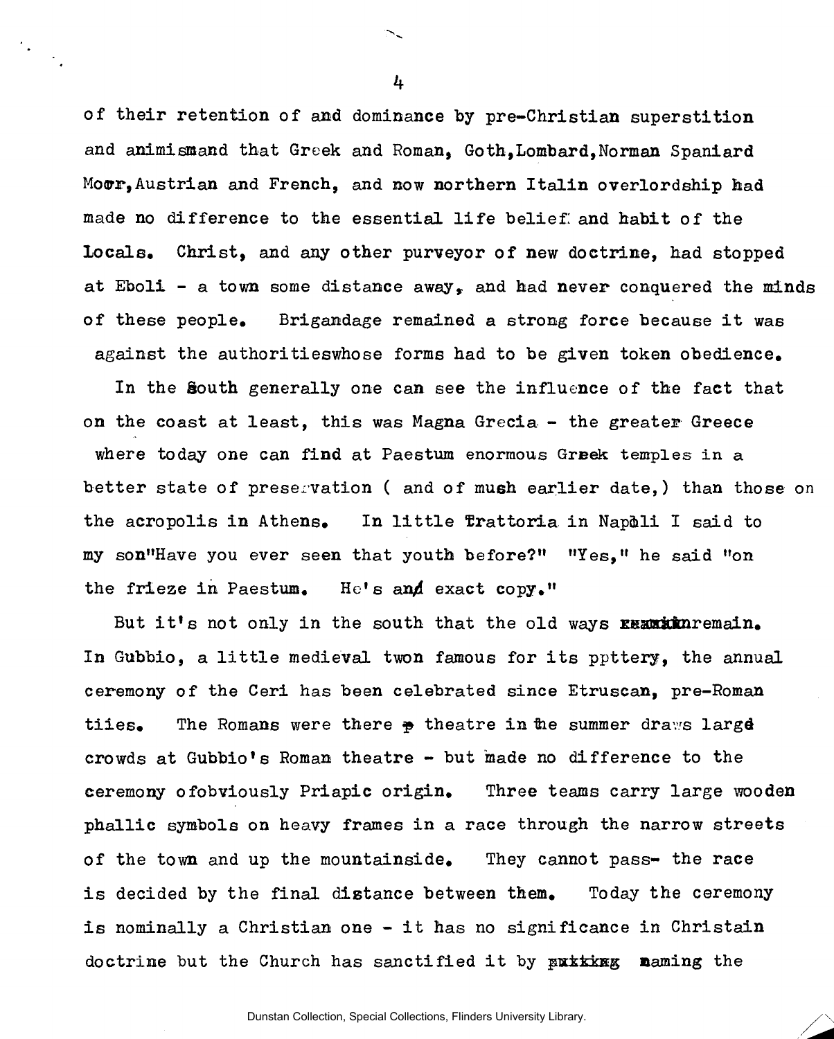of their retention of and dominance by pre-Christian superstition and animismand that Greek and Roman, Goth,Lombard,Norman Spaniard Moor,Austrian and French, and now northern Italin overlordship had made no difference to the essential life belief and habit of the Locals. Christ, and any other purveyor of new doctrine, had stopped at Eboli - a town some distance away, and had never conquered the minds of these people. Brigandage remained a strong force because it was against the authoritieswhose forms had to be given token obedience.

In the South generally one can see the influence of the fact that on the coast at least, this was Magna Grecia - the greater Greece where today one can find at Paestum enormous Greek temples in a better state of preservation ( and of mush earlier date,) than those on the acropolis in Athens. In little Trattoria in Napoli I said to my son"Have you ever seen that youth before?" "Yes," he said "on the frieze in Paestum. He's and exact copy."

But it's not only in the south that the old ways remain. In Gubbio, a little medieval twon famous for its pottery, the annual ceremony of the Ceri has been celebrated since Etruscan, pre-Roman tiies. The Romans were there - theatre in the summer draws large crowds at Gubbio's Roman theatre - but made no difference to the ceremony ofobviously Priapic origin. Three teams carry large wooden phallic symbols on heavy frames in a race through the narrow streets of the town and up the mountainside. They cannot pass- the race is decided by the final distance between them. Today the ceremony is nominally a Christian one - it has no significance in Christain doctrine but the Church has sanctified it by naming the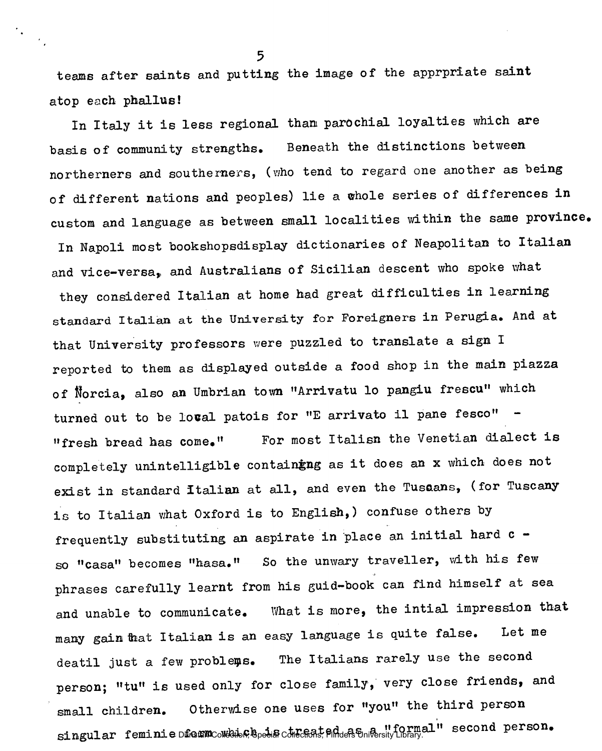teams after saints and putting the image of the apprpriate saint atop each phallus!

In Italy it is less regional than parochial loyalties which are basis of community strengths. Beneath the distinctions between northerners and southerners, (who tend to regard one another as being of different nations and peoples) lie a whole series of differences in custom and language as between small localities within the same province. In Napoli most bookshopsdisplay dictionaries of Neapolitan to Italian and vice-versa, and Australians of Sicilian descent who spoke what they considered Italian at home had great difficulties in learning standard Italian at the University for Foreigners in Perugia. And at that University professors were puzzled to translate a sign I reported to them as displayed outside a food shop in the main piazza of Norcia, also an Umbrian town "Arrivatu lo pangiu frescu" which turned out to be local patois for "E arrivato il pane fesco" - "fresh bread has come." For most Italisn the Venetian dialect is completely unintelligible containing as it does an x which does not exist in standard Italian at all, and even the Tuscans, (for Tuscany is to Italian what Oxford is to English,) confuse others by frequently substituting an aspirate in place an initial hard c - so "casa" becomes "hasa." So the unwary traveller, with his few phrases carefully learnt from his guid-book can find himself at sea and unable to communicate. What is more, the intial impression that many gain that Italian is an easy language is quite false. Let me deatil just a few problems. The Italians rarely use the second person; "tu" is used only for close family, very close friends, and small children. Otherwise one uses for "you" the third person singular feminie form which is treated as a "formal" second person.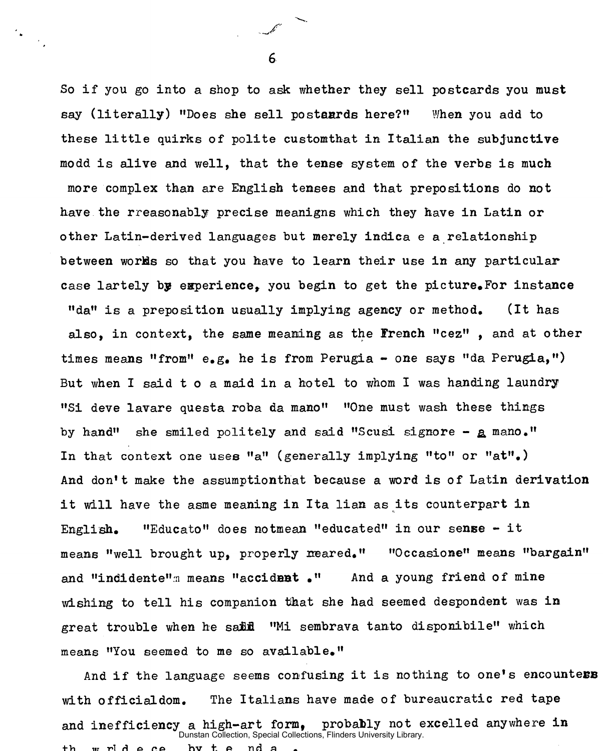So if you go into a shop to ask whether they sell postcards you must say (literally) "Does she sell postaards here?" When you add to these little quirks of polite customthat in Italian the subjunctive modd is alive and well, that the tense system of the verbs is much more complex than are English tenses and that prepositions do not have the rreasonably precise meanigns which they have in Latin or other Latin-derived languages but merely indica e a relationship between worlds so that you have to learn their use in any particular case lartely by experience, you begin to get the picture. For instance "da" is a preposition usually implying agency or method. (It has also, in context, the same meaning as the French "cez" , and at other times means "from" e.g. he is from Perugia - one says "da Perugia,") But when I said t o a maid in a hotel to whom I was handing laundry "Si deve lavare questa roba da mano" "One must wash these things by hand" she smiled politely and said "Scusi signore - a mano." In that context one uses "a" (generally implying "to" or "at".) And don't make the assumptionthat because a word is of Latin derivation it will have the asme meaning in Ita lian as its counterpart in English. "Educato" does notmean "educated" in our sense - it means "well brought up, properly reared." "Occasione" means "bargain" and "incidente" means "accidant ." And a young friend of mine wishing to tell his companion that she had seemed despondent was in great trouble when he said "Mi sembrava tanto disponibile" which means "You seemed to me so available."

And if the language seems confusing it is nothing to one's encounters with officialdom. The Italians have made of bureaucratic red tape and inefficiency a high-art form, probably not excelled anywhere in th w rl d e ce by t e nd a .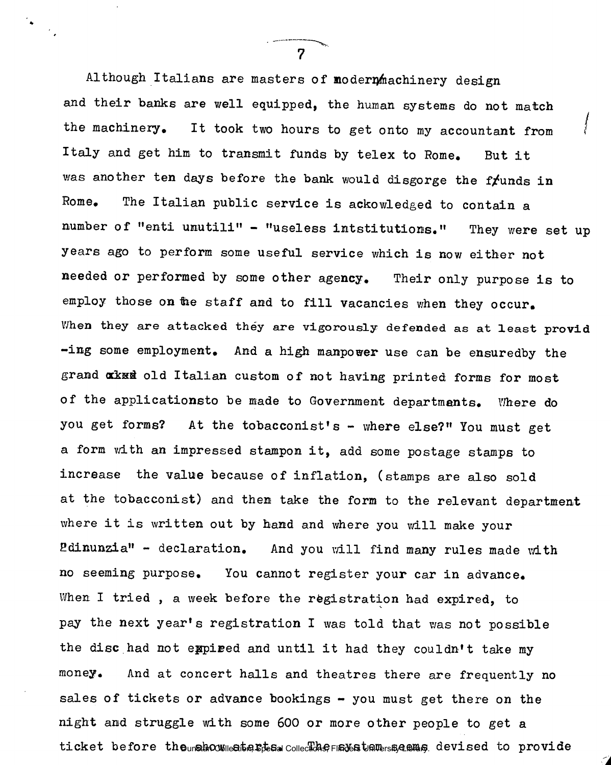Although Italians are masters of modern machinery design and their banks are well equipped, the human systems do not match the machinery. It took two hours to get onto my accountant from Italy and get him to transmit funds by telex to Rome. But it was another ten days before the bank would disgorge the funds in Rome. The Italian public service is ackowledged to contain a number of "enti unutili" - "useless intstitutions." They were set up years ago to perform some useful service which is now either not needed or performed by some other agency. Their only purpose is to employ those on the staff and to fill vacancies when they occur. When they are attacked they are vigorously defended as at least providing some employment. And a high manpower use can be ensuredby the grand old Italian custom of not having printed forms for most of the applicationsto be made to Government departments. Where do you get forms? At the tobacconist's - where else?" You must get a form with an impressed stampon it, add some postage stamps to increase the value because of inflation, (stamps are also sold at the tobacconist) and then take the form to the relevant department where it is written out by hand and where you will make your "dinunzia" - declaration. And you will find many rules made with no seeming purpose. You cannot register your car in advance. When I tried , a week before the registration had expired, to pay the next year's registration I was told that was not possible the disc had not expired and until it had they couldn't take my money. And at concert halls and theatres there are frequently no sales of tickets or advance bookings - you must get there on the night and struggle with some 600 or more other people to get a ticket before the show starts. The system seems devised to provide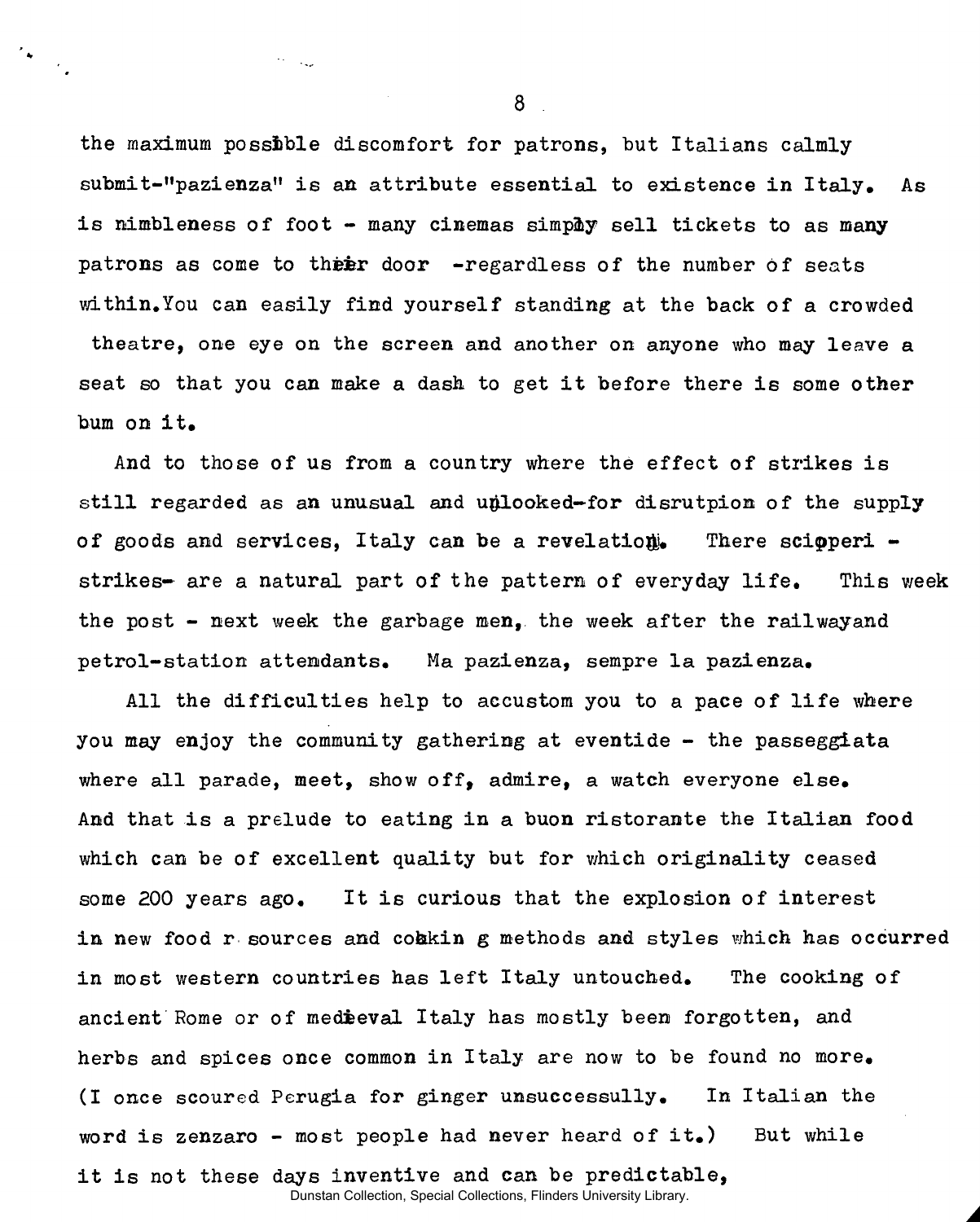the maximum possible discomfort for patrons, but Italians calmly submit-"pazienza" is an attribute essential to existence in Italy. As is nimbleness of foot - many cinemas simply sell tickets to as many patrons as come to their door -regardless of the number of seats within.You can easily find yourself standing at the back of a crowded theatre, one eye on the screen and another on anyone who may leave a seat so that you can make a dash to get it before there is some other bum on it.

And to those of us from a country where the effect of strikes is still regarded as an unusual and unlooked-for disrutpion of the supply of goods and services, Italy can be a revelation. There scioperi - strikes- are a natural part of the pattern of everyday life. This week the post - next week the garbage men, the week after the railwayand petrol-station attendants. Ma pazienza, sempre la pazienza.

All the difficulties help to accustom you to a pace of life where you may enjoy the community gathering at eventide - the passeggiata where all parade, meet, show off, admire, a watch everyone else. And that is a prelude to eating in a buon ristorante the Italian food which can be of excellent quality but for which originality ceased some 200 years ago. It is curious that the explosion of interest in new food r sources and cookin g methods and styles which has occurred in most western countries has left Italy untouched. The cooking of ancient Rome or of medieval Italy has mostly been forgotten, and herbs and spices once common in Italy are now to be found no more. (I once scoured Perugia for ginger unsuccessully. In Italian the word is zenzaro - most people had never heard of it.) But while it is not these days inventive and can be predictable,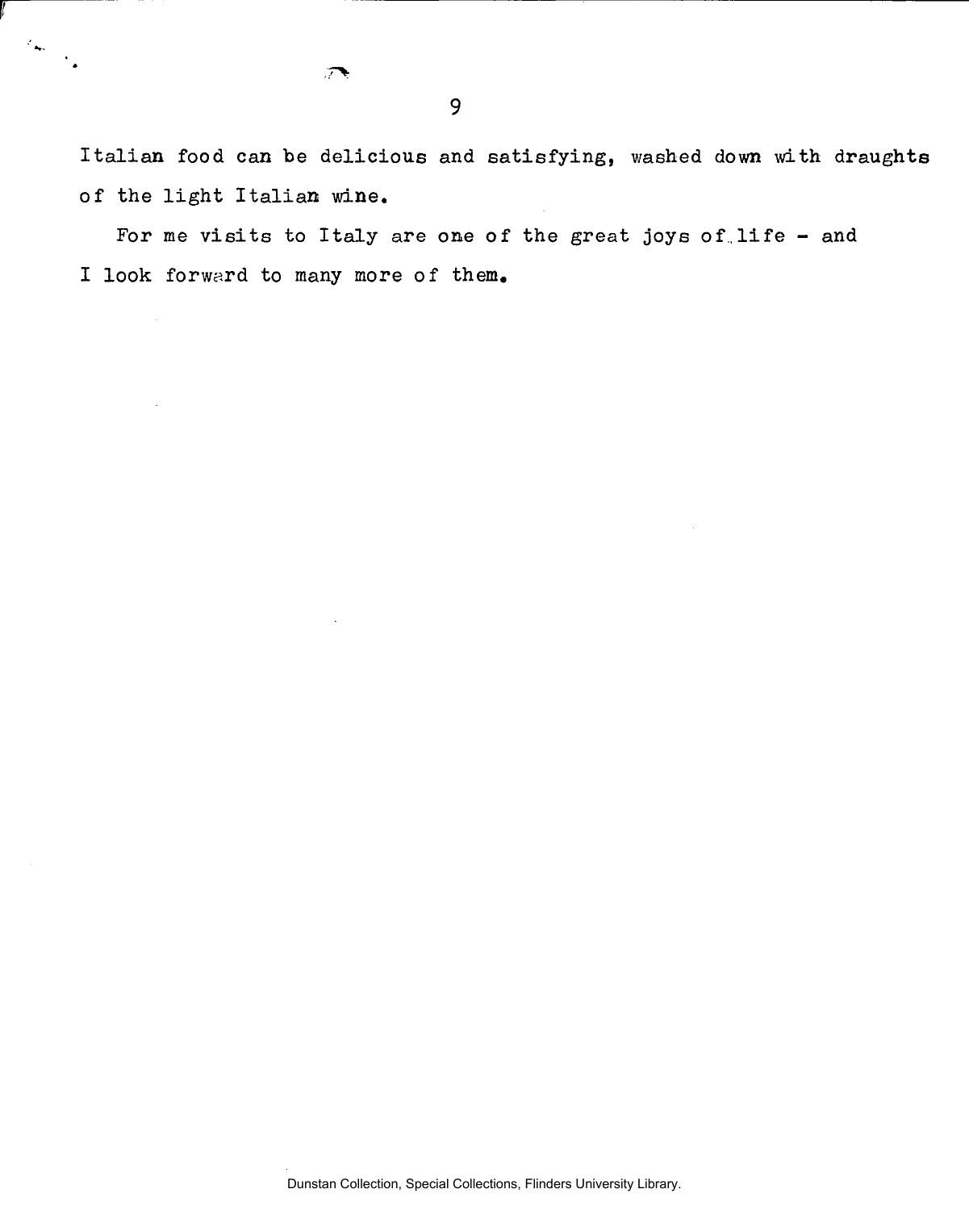Italian food can be delicious and satisfying, washed down with draughts of the light Italian wine.

For me visits to Italy are one of the great joys of life - and I look forward to many more of them.

Dunstan Collection, Special Collections, Flinders University Library.